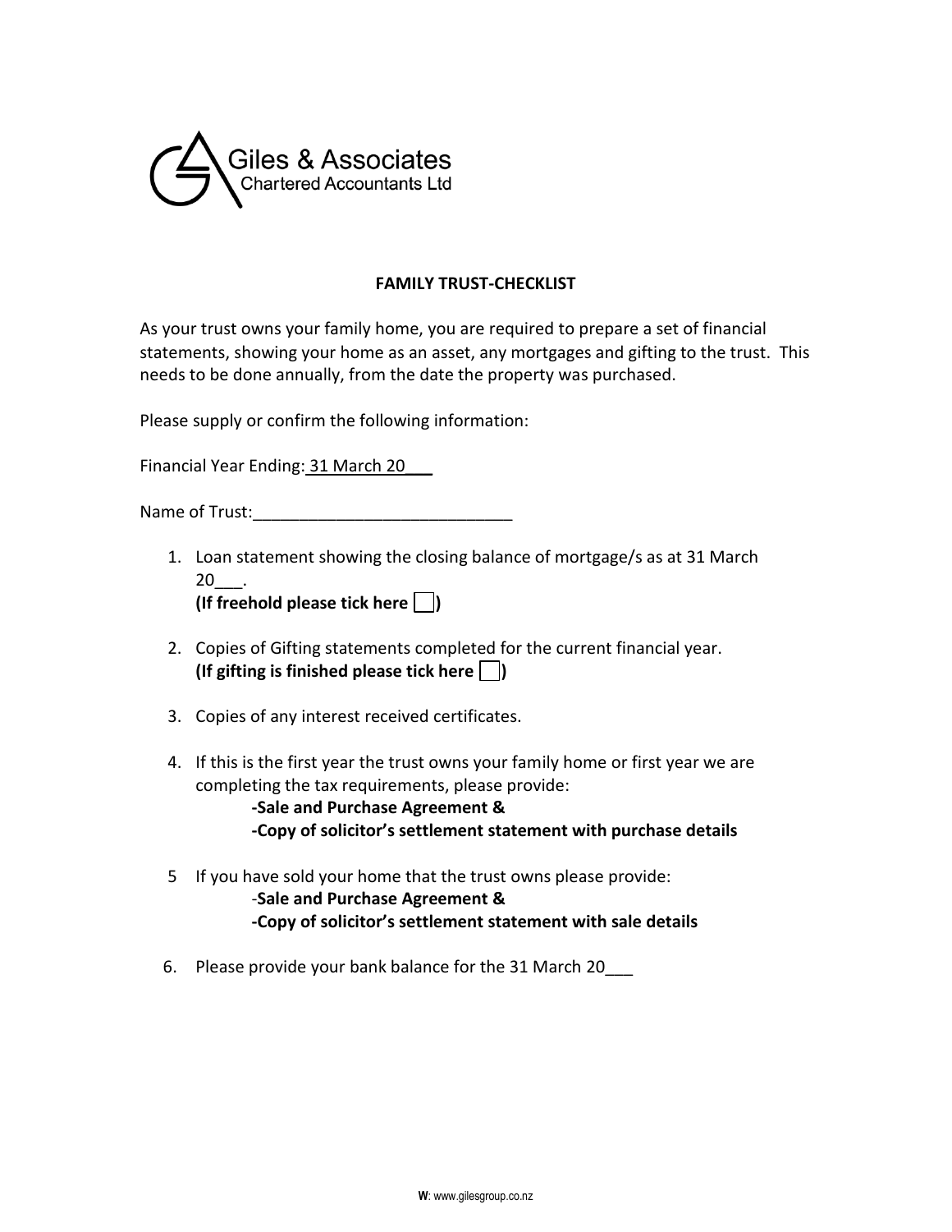Giles & Associates
Chartered Accountants Ltd

## FAMILY TRUST-CHECKLIST

As your trust owns your family home, you are required to prepare a set of financial statements, showing your home as an asset, any mortgages and gifting to the trust. This needs to be done annually, from the date the property was purchased.

Please supply or confirm the following information:

Financial Year Ending: 31 March 20___

Name of Trust:____________________________

1. Loan statement showing the closing balance of mortgage/s as at 31 March 20___.
   **(If freehold please tick here ☐)**

2. Copies of Gifting statements completed for the current financial year.
   **(If gifting is finished please tick here ☐)**

3. Copies of any interest received certificates.

4. If this is the first year the trust owns your family home or first year we are completing the tax requirements, please provide:
   **-Sale and Purchase Agreement &**
   **-Copy of solicitor's settlement statement with purchase details**

5. If you have sold your home that the trust owns please provide:
   **-Sale and Purchase Agreement &**
   **-Copy of solicitor's settlement statement with sale details**

6. Please provide your bank balance for the 31 March 20___

**W**: www.gilesgroup.co.nz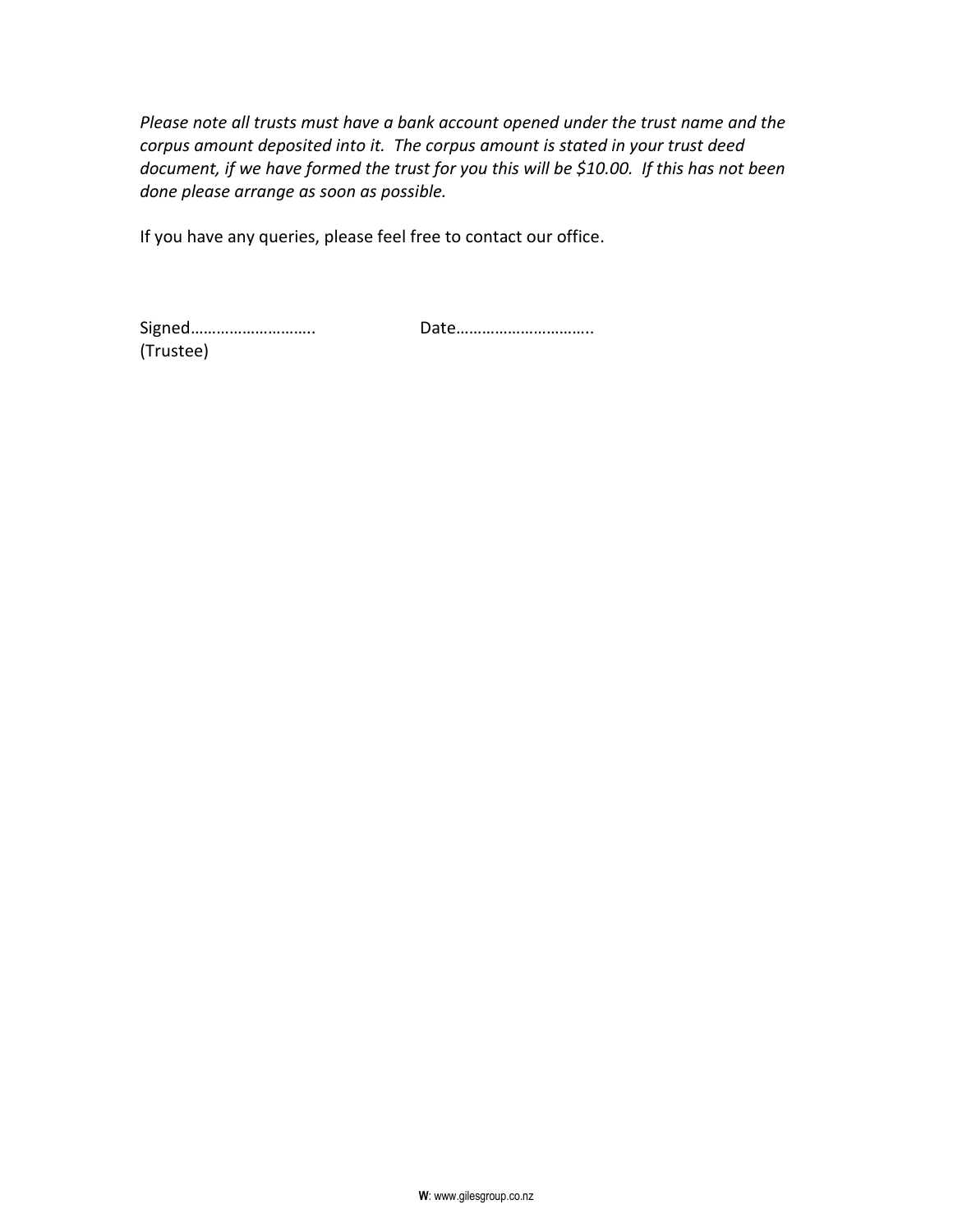*Please note all trusts must have a bank account opened under the trust name and the corpus amount deposited into it. The corpus amount is stated in your trust deed document, if we have formed the trust for you this will be $10.00. If this has not been done please arrange as soon as possible.*

If you have any queries, please feel free to contact our office.

Signed……………………….. Date…………………………..
(Trustee)

**W**: www.gilesgroup.co.nz